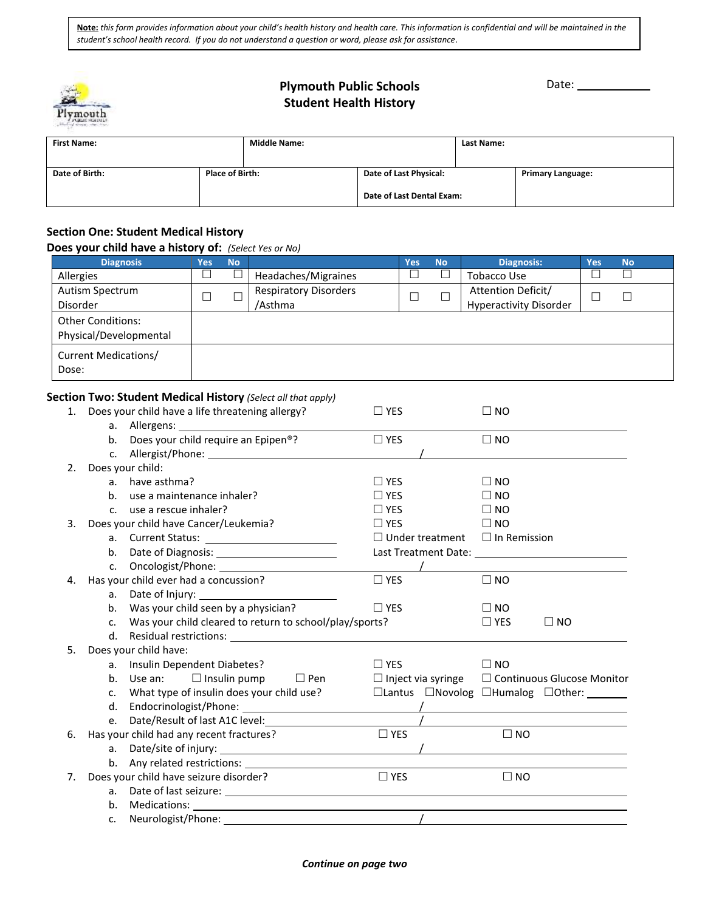**Note:** *this form provides information about your child's health history and health care. This information is confidential and will be maintained in the student's school health record. If you do not understand a question or word, please ask for assistance.*

# Plymouth Public Schools
## Student Health History

Date: ____________

| First Name: | Middle Name: | Last Name: | |
|---|---|---|---|
| **Date of Birth:** | **Place of Birth:** | **Date of Last Physical:** <br> **Date of Last Dental Exam:** | **Primary Language:** |

### Section One: Student Medical History

**Does your child have a history of:** *(Select Yes or No)*

| Diagnosis | Yes | No | | Yes | No | Diagnosis: | Yes | No |
|---|---|---|---|---|---|---|---|---|
| Allergies | ☐ | ☐ | Headaches/Migraines | ☐ | ☐ | Tobacco Use | ☐ | ☐ |
| Autism Spectrum Disorder | ☐ | ☐ | Respiratory Disorders /Asthma | ☐ | ☐ | Attention Deficit/ Hyperactivity Disorder | ☐ | ☐ |
| Other Conditions: Physical/Developmental | | | | | | | | |
| Current Medications/ Dose: | | | | | | | | |

### Section Two: Student Medical History *(Select all that apply)*

1. Does your child have a life threatening allergy? ☐ YES ☐ NO
   a. Allergens: ____________
   b. Does your child require an Epipen®? ☐ YES ☐ NO
   c. Allergist/Phone: ____________ / ____________
2. Does your child:
   a. have asthma? ☐ YES ☐ NO
   b. use a maintenance inhaler? ☐ YES ☐ NO
   c. use a rescue inhaler? ☐ YES ☐ NO
3. Does your child have Cancer/Leukemia? ☐ YES ☐ NO
   a. Current Status: ____________ ☐ Under treatment ☐ In Remission
   b. Date of Diagnosis: ____________ Last Treatment Date: ____________
   c. Oncologist/Phone: ____________ / ____________
4. Has your child ever had a concussion? ☐ YES ☐ NO
   a. Date of Injury: ____________
   b. Was your child seen by a physician? ☐ YES ☐ NO
   c. Was your child cleared to return to school/play/sports? ☐ YES ☐ NO
   d. Residual restrictions: ____________
5. Does your child have:
   a. Insulin Dependent Diabetes? ☐ YES ☐ NO
   b. Use an: ☐ Insulin pump ☐ Pen ☐ Inject via syringe ☐ Continuous Glucose Monitor
   c. What type of insulin does your child use? ☐Lantus ☐Novolog ☐Humalog ☐Other: ______
   d. Endocrinologist/Phone: ____________ / ____________
   e. Date/Result of last A1C level: ____________ / ____________
6. Has your child had any recent fractures? ☐ YES ☐ NO
   a. Date/site of injury: ____________ / ____________
   b. Any related restrictions: ____________
7. Does your child have seizure disorder? ☐ YES ☐ NO
   a. Date of last seizure: ____________
   b. Medications: ____________
   c. Neurologist/Phone: ____________ / ____________

***Continue on page two***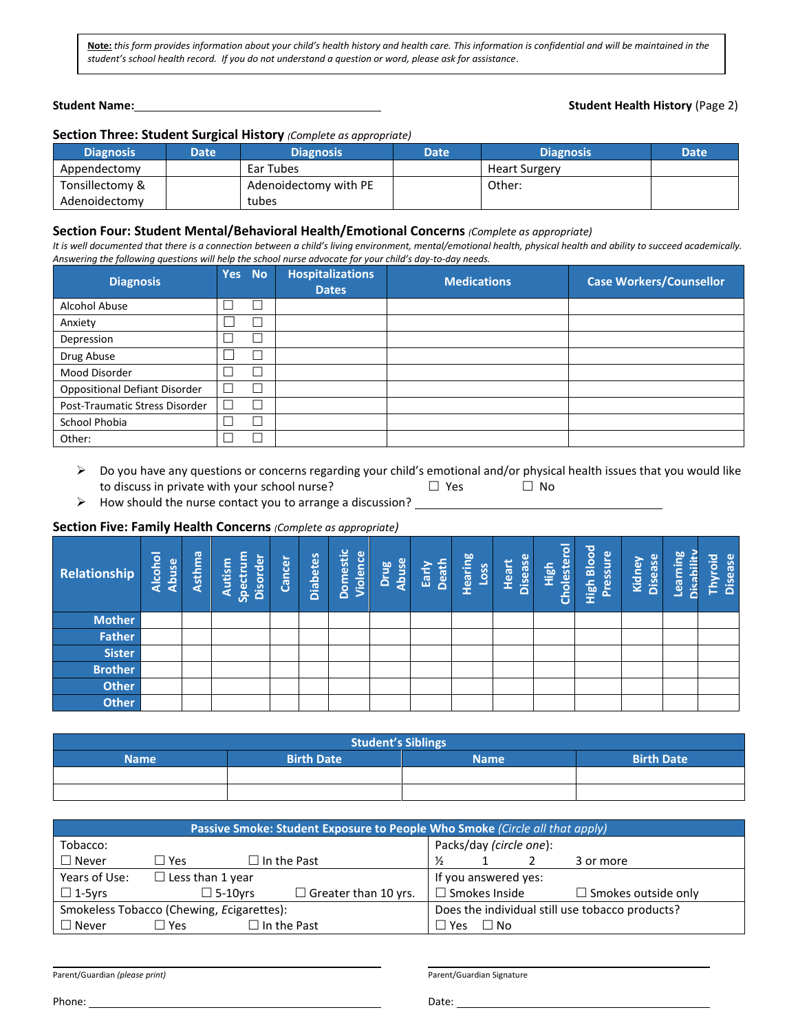**Note:** *this form provides information about your child's health history and health care. This information is confidential and will be maintained in the student's school health record. If you do not understand a question or word, please ask for assistance.*

**Student Name:** ______________________________ **Student Health History** (Page 2)

### Section Three: Student Surgical History *(Complete as appropriate)*

| Diagnosis | Date | Diagnosis | Date | Diagnosis | Date |
|---|---|---|---|---|---|
| Appendectomy | | Ear Tubes | | Heart Surgery | |
| Tonsillectomy & Adenoidectomy | | Adenoidectomy with PE tubes | | Other: | |

### Section Four: Student Mental/Behavioral Health/Emotional Concerns *(Complete as appropriate)*

*It is well documented that there is a connection between a child's living environment, mental/emotional health, physical health and ability to succeed academically. Answering the following questions will help the school nurse advocate for your child's day-to-day needs.*

| Diagnosis | Yes | No | Hospitalizations Dates | Medications | Case Workers/Counsellor |
|---|---|---|---|---|---|
| Alcohol Abuse | ☐ | ☐ | | | |
| Anxiety | ☐ | ☐ | | | |
| Depression | ☐ | ☐ | | | |
| Drug Abuse | ☐ | ☐ | | | |
| Mood Disorder | ☐ | ☐ | | | |
| Oppositional Defiant Disorder | ☐ | ☐ | | | |
| Post-Traumatic Stress Disorder | ☐ | ☐ | | | |
| School Phobia | ☐ | ☐ | | | |
| Other: | ☐ | ☐ | | | |

- Do you have any questions or concerns regarding your child's emotional and/or physical health issues that you would like to discuss in private with your school nurse? ☐ Yes ☐ No
- How should the nurse contact you to arrange a discussion? ______________________________

### Section Five: Family Health Concerns *(Complete as appropriate)*

| Relationship | Alcohol Abuse | Asthma | Autism Spectrum Disorder | Cancer | Diabetes | Domestic Violence | Drug Abuse | Early Death | Hearing Loss | Heart Disease | High Cholesterol | High Blood Pressure | Kidney Disease | Learning Disability | Thyroid Disease |
|---|---|---|---|---|---|---|---|---|---|---|---|---|---|---|---|
| Mother | | | | | | | | | | | | | | | |
| Father | | | | | | | | | | | | | | | |
| Sister | | | | | | | | | | | | | | | |
| Brother | | | | | | | | | | | | | | | |
| Other | | | | | | | | | | | | | | | |
| Other | | | | | | | | | | | | | | | |

| Student's Siblings | | | |
|---|---|---|---|
| Name | Birth Date | Name | Birth Date |
| | | | |
| | | | |

| Passive Smoke: Student Exposure to People Who Smoke *(Circle all that apply)* | |
|---|---|
| Tobacco: ☐ Never ☐ Yes ☐ In the Past | Packs/day *(circle one)*: ½ 1 2 3 or more |
| Years of Use: ☐ Less than 1 year ☐ 1-5yrs ☐ 5-10yrs ☐ Greater than 10 yrs. | If you answered yes: ☐ Smokes Inside ☐ Smokes outside only |
| Smokeless Tobacco (Chewing, Ecigarettes): ☐ Never ☐ Yes ☐ In the Past | Does the individual still use tobacco products? ☐ Yes ☐ No |

______________________________ Parent/Guardian *(please print)*

______________________________ Parent/Guardian Signature

Phone: ______________________________

Date: ______________________________